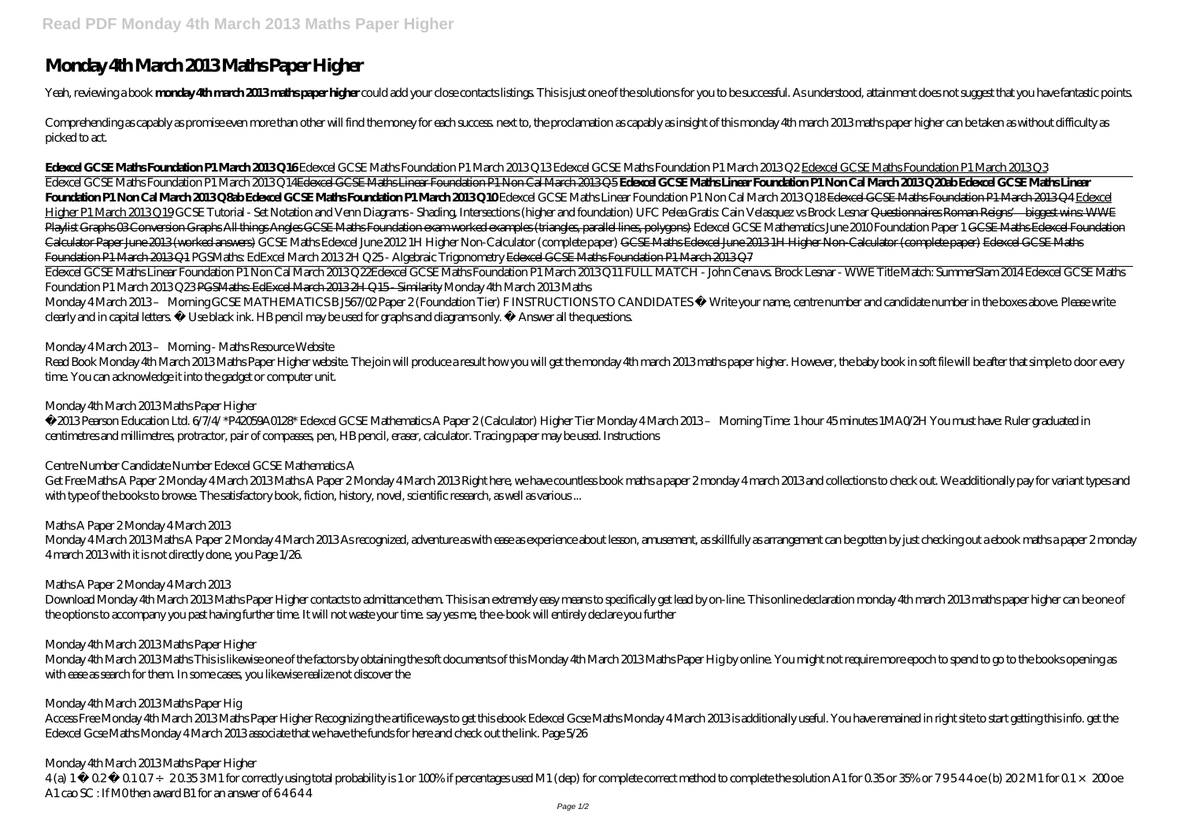# Monday 4th March 2013 Maths Paper Higher

Yeah, reviewing a book **monday 4th march 2013 maths paper higher** could add your close contacts listings. This is just one of the solutions for you to be successful. As understood, attainment does not suggest that you have fantastic points.

Comprehending as capably as promise even more than other will find the money for each success. next to, the proclamation as capably as insight of this monday 4th march 2013 maths paper higher can be taken as without difficulty as picked to act.

**Edexcel GCSE Maths Foundation P1 March 2013 Q16** *Edexcel GCSE Maths Foundation P1 March 2013 Q13 Edexcel GCSE Maths Foundation P1 March 2013 Q2* Edexcel GCSE Maths Foundation P1 March 2013 Q3

Edexcel GCSE Maths Foundation P1 March 2013 Q14 Edexcel GCSE Maths Linear Foundation P1 Non Cal March 2013 Q5 **Edexcel GCSE Maths Linear Foundation P1 Non Cal March 2013 Q20ab Edexcel GCSE Maths Linear Foundation P1 Non Cal March 2013 Q8ab Edexcel GCSE Maths Foundation P1 March 2013 Q10** *Edexcel GCSE Maths Linear Foundation P1 Non Cal March 2013 Q18* Edexcel GCSE Maths Foundation P1 March 2013 Q4 Edexcel Higher P1 March 2013 Q19 *GCSE Tutorial - Set Notation and Venn Diagrams - Shading, Intersections (higher and foundation) UFC Pelea Gratis: Cain Velasquez vs Brock Lesnar* Questionnaires Roman Reigns' – biggest wins: WWE Playlist Graphs 03 Conversion Graphs All things Angles GCSE Maths Foundation exam worked examples (triangles, parallel lines, polygons) *Edexcel GCSE Mathematics June 2010 Foundation Paper 1* GCSE Maths Edexcel Foundation Calculator Paper June 2013 (worked answers) *GCSE Maths Edexcel June 2012 1H Higher Non-Calculator (complete paper)* GCSE Maths Edexcel June 2013 1H Higher Non-Calculator (complete paper) Edexcel GCSE Maths Foundation P1 March 2013 Q1 *PGSMaths: EdExcel March 2013 2H Q25 - Algebraic Trigonometry* Edexcel GCSE Maths Foundation P1 March 2013 Q7

Edexcel GCSE Maths Linear Foundation P1 Non Cal March 2013 Q22*Edexcel GCSE Maths Foundation P1 March 2013 Q11 FULL MATCH - John Cena vs. Brock Lesnar - WWE Title Match: SummerSlam 2014 Edexcel GCSE Maths Foundation P1 March 2013 Q23* PGSMaths: EdExcel March 2013 2H Q15 - Similarity *Monday 4th March 2013 Maths*

Monday 4 March 2013 – Morning GCSE MATHEMATICS B J567/02 Paper 2 (Foundation Tier) F INSTRUCTIONS TO CANDIDATES • Write your name, centre number and candidate number in the boxes above. Please write clearly and in capital letters. • Use black ink. HB pencil may be used for graphs and diagrams only. • Answer all the questions.

*Monday 4 March 2013 – Morning - Maths Resource Website*

Read Book Monday 4th March 2013 Maths Paper Higher website. The join will produce a result how you will get the monday 4th march 2013 maths paper higher. However, the baby book in soft file will be after that simple to door every time. You can acknowledge it into the gadget or computer unit.

*Monday 4th March 2013 Maths Paper Higher*

©2013 Pearson Education Ltd. 6/7/4/ \*P42059A0128\* Edexcel GCSE Mathematics A Paper 2 (Calculator) Higher Tier Monday 4 March 2013 – Morning Time: 1 hour 45 minutes 1MA0/2H You must have: Ruler graduated in centimetres and millimetres, protractor, pair of compasses, pen, HB pencil, eraser, calculator. Tracing paper may be used. Instructions

*Centre Number Candidate Number Edexcel GCSE Mathematics A*

Get Free Maths A Paper 2 Monday 4 March 2013 Maths A Paper 2 Monday 4 March 2013 Right here, we have countless book maths a paper 2 monday 4 march 2013 and collections to check out. We additionally pay for variant types and with type of the books to browse. The satisfactory book, fiction, history, novel, scientific research, as well as various ...

*Maths A Paper 2 Monday 4 March 2013*

Monday 4 March 2013 Maths A Paper 2 Monday 4 March 2013 As recognized, adventure as with ease as experience about lesson, amusement, as skillfully as arrangement can be gotten by just checking out a ebook maths a paper 2 monday 4 march 2013 with it is not directly done, you Page 1/26.

*Maths A Paper 2 Monday 4 March 2013*

Download Monday 4th March 2013 Maths Paper Higher contacts to admittance them. This is an extremely easy means to specifically get lead by on-line. This online declaration monday 4th march 2013 maths paper higher can be one of the options to accompany you past having further time. It will not waste your time. say yes me, the e-book will entirely declare you further

*Monday 4th March 2013 Maths Paper Higher*

Monday 4th March 2013 Maths This is likewise one of the factors by obtaining the soft documents of this Monday 4th March 2013 Maths Paper Hig by online. You might not require more epoch to spend to go to the books opening as with ease as search for them. In some cases, you likewise realize not discover the

*Monday 4th March 2013 Maths Paper Hig*

Access Free Monday 4th March 2013 Maths Paper Higher Recognizing the artifice ways to get this ebook Edexcel Gcse Maths Monday 4 March 2013 is additionally useful. You have remained in right site to start getting this info. get the Edexcel Gcse Maths Monday 4 March 2013 associate that we have the funds for here and check out the link. Page 5/26

*Monday 4th March 2013 Maths Paper Higher*

4 (a) 1 − 0.2 − 0.1 0.7 ÷ 2 0.35 3 M1 for correctly using total probability is 1 or 100% if percentages used M1 (dep) for complete correct method to complete the solution A1 for 0.35 or 35% or 7 9 5 4 4 oe (b) 20 2 M1 for 0.1 × 200 oe A1 cao SC : If M0 then award B1 for an answer of 6 4 6 4 4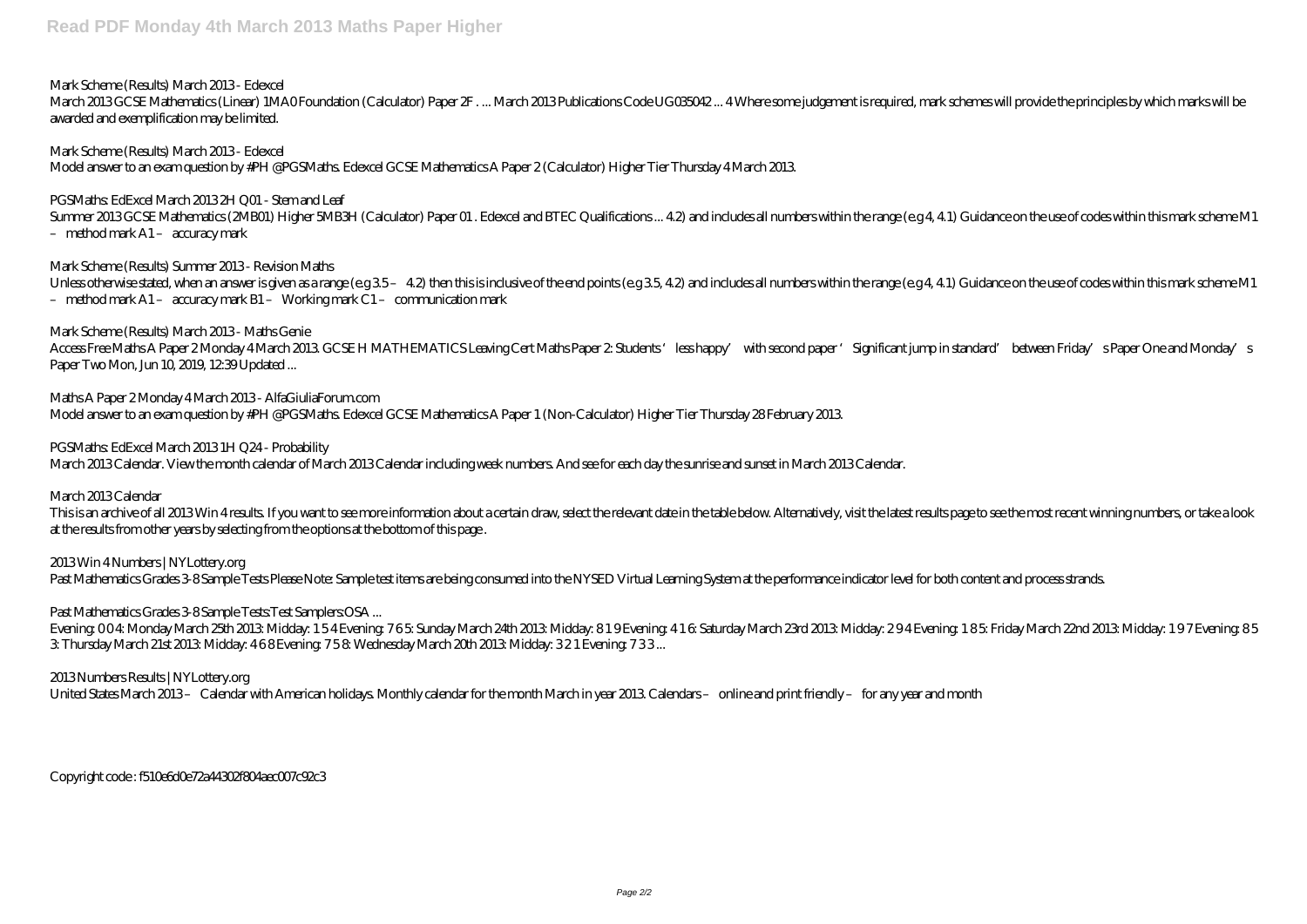**Mark Scheme (Results) March 2013 - Edexcel**

March 2013 GCSE Mathematics (Linear) 1MA0 Foundation (Calculator) Paper 2F . ... March 2013 Publications Code UG035042 ... 4 Where some judgement is required, mark schemes will provide the principles by which marks will be awarded and exemplification may be limited.

**Mark Scheme (Results) March 2013 - Edexcel**

Model answer to an exam question by #PH @PGSMaths. Edexcel GCSE Mathematics A Paper 2 (Calculator) Higher Tier Thursday 4 March 2013.

**PGSMaths: EdExcel March 2013 2H Q01 - Stem and Leaf**

Summer 2013 GCSE Mathematics (2MB01) Higher 5MB3H (Calculator) Paper 01 . Edexcel and BTEC Qualifications ... 4.2) and includes all numbers within the range (e.g 4, 4.1) Guidance on the use of codes within this mark scheme M1 – method mark A1 – accuracy mark

**Mark Scheme (Results) Summer 2013 - Revision Maths**

Unless otherwise stated, when an answer is given as a range (e.g 3.5 – 4.2) then this is inclusive of the end points (e.g 3.5, 4.2) and includes all numbers within the range (e.g 4, 4.1) Guidance on the use of codes within this mark scheme M1 – method mark A1 – accuracy mark B1 – Working mark C1 – communication mark

**Mark Scheme (Results) March 2013 - Maths Genie**

Access Free Maths A Paper 2 Monday 4 March 2013. GCSE H MATHEMATICS Leaving Cert Maths Paper 2: Students 'less happy' with second paper 'Significant jump in standard' between Friday's Paper One and Monday's Paper Two Mon, Jun 10, 2019, 12:39 Updated ...

**Maths A Paper 2 Monday 4 March 2013 - AlfaGiuliaForum.com**

Model answer to an exam question by #PH @PGSMaths. Edexcel GCSE Mathematics A Paper 1 (Non-Calculator) Higher Tier Thursday 28 February 2013.

**PGSMaths: EdExcel March 2013 1H Q24 - Probability**

March 2013 Calendar. View the month calendar of March 2013 Calendar including week numbers. And see for each day the sunrise and sunset in March 2013 Calendar.

**March 2013 Calendar**

This is an archive of all 2013 Win 4 results. If you want to see more information about a certain draw, select the relevant date in the table below. Alternatively, visit the latest results page to see the most recent winning numbers, or take a look at the results from other years by selecting from the options at the bottom of this page .

**2013 Win 4 Numbers | NYLottery.org**

Past Mathematics Grades 3-8 Sample Tests Please Note: Sample test items are being consumed into the NYSED Virtual Learning System at the performance indicator level for both content and process strands.

**Past Mathematics Grades 3-8 Sample Tests:Test Samplers:OSA ...**

Evening: 0 0 4: Monday March 25th 2013: Midday: 1 5 4 Evening: 7 6 5: Sunday March 24th 2013: Midday: 8 1 9 Evening: 4 1 6: Saturday March 23rd 2013: Midday: 2 9 4 Evening: 1 8 5: Friday March 22nd 2013: Midday: 1 9 7 Evening: 8 5 3: Thursday March 21st 2013: Midday: 4 6 8 Evening: 7 5 8: Wednesday March 20th 2013: Midday: 3 2 1 Evening: 7 3 3 ...

**2013 Numbers Results | NYLottery.org**

United States March 2013 – Calendar with American holidays. Monthly calendar for the month March in year 2013. Calendars – online and print friendly – for any year and month

Copyright code : f510e6d0e72a44302f804aec007c92c3